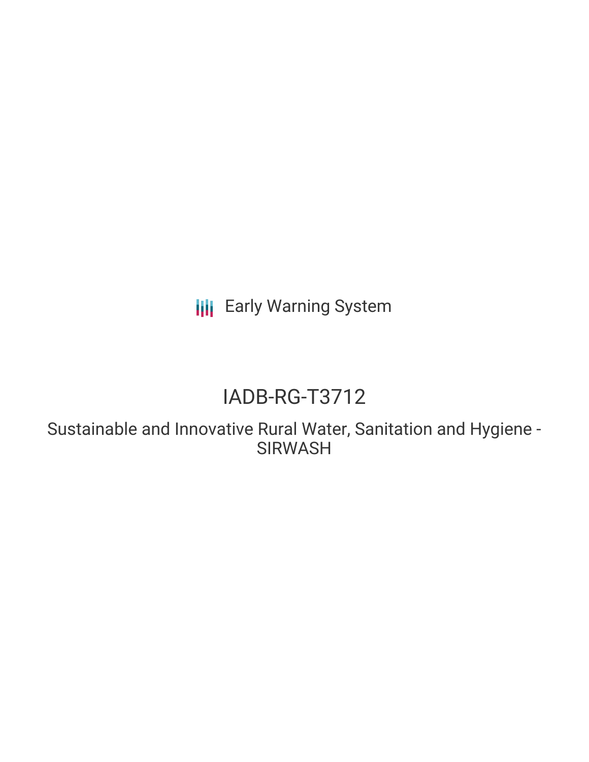Early Warning System

# IADB-RG-T3712

## Sustainable and Innovative Rural Water, Sanitation and Hygiene - SIRWASH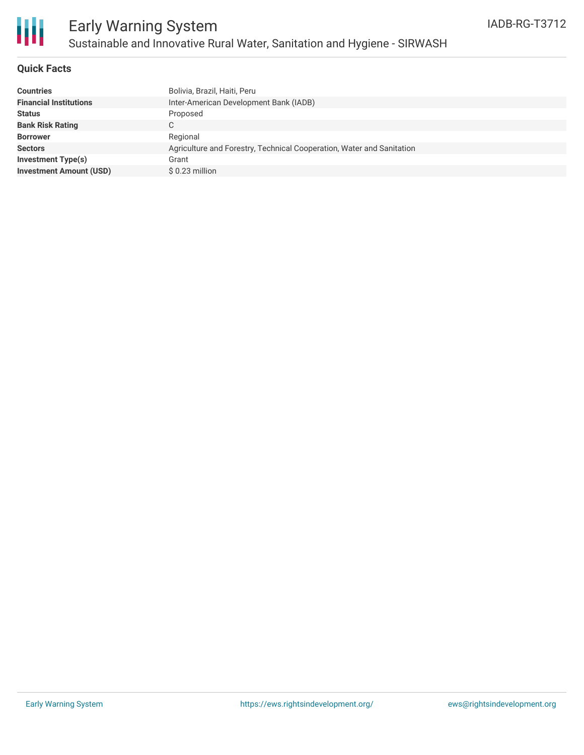# Early Warning System

## Sustainable and Innovative Rural Water, Sanitation and Hygiene - SIRWASH

IADB-RG-T3712

### Quick Facts

| | |
|---|---|
| **Countries** | Bolivia, Brazil, Haiti, Peru |
| **Financial Institutions** | Inter-American Development Bank (IADB) |
| **Status** | Proposed |
| **Bank Risk Rating** | C |
| **Borrower** | Regional |
| **Sectors** | Agriculture and Forestry, Technical Cooperation, Water and Sanitation |
| **Investment Type(s)** | Grant |
| **Investment Amount (USD)** | $ 0.23 million |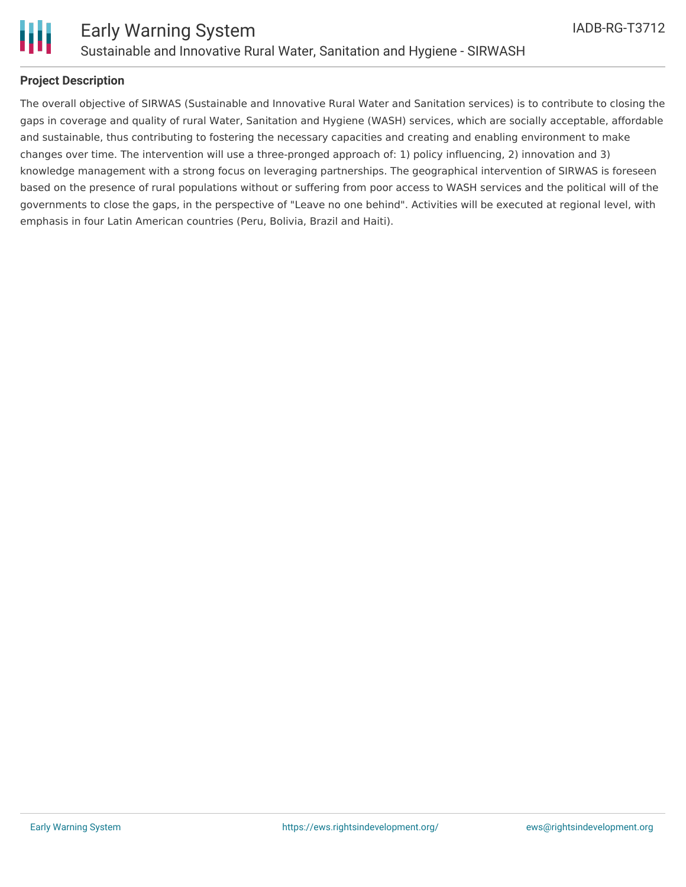## Project Description

The overall objective of SIRWAS (Sustainable and Innovative Rural Water and Sanitation services) is to contribute to closing the gaps in coverage and quality of rural Water, Sanitation and Hygiene (WASH) services, which are socially acceptable, affordable and sustainable, thus contributing to fostering the necessary capacities and creating and enabling environment to make changes over time. The intervention will use a three-pronged approach of: 1) policy influencing, 2) innovation and 3) knowledge management with a strong focus on leveraging partnerships. The geographical intervention of SIRWAS is foreseen based on the presence of rural populations without or suffering from poor access to WASH services and the political will of the governments to close the gaps, in the perspective of "Leave no one behind". Activities will be executed at regional level, with emphasis in four Latin American countries (Peru, Bolivia, Brazil and Haiti).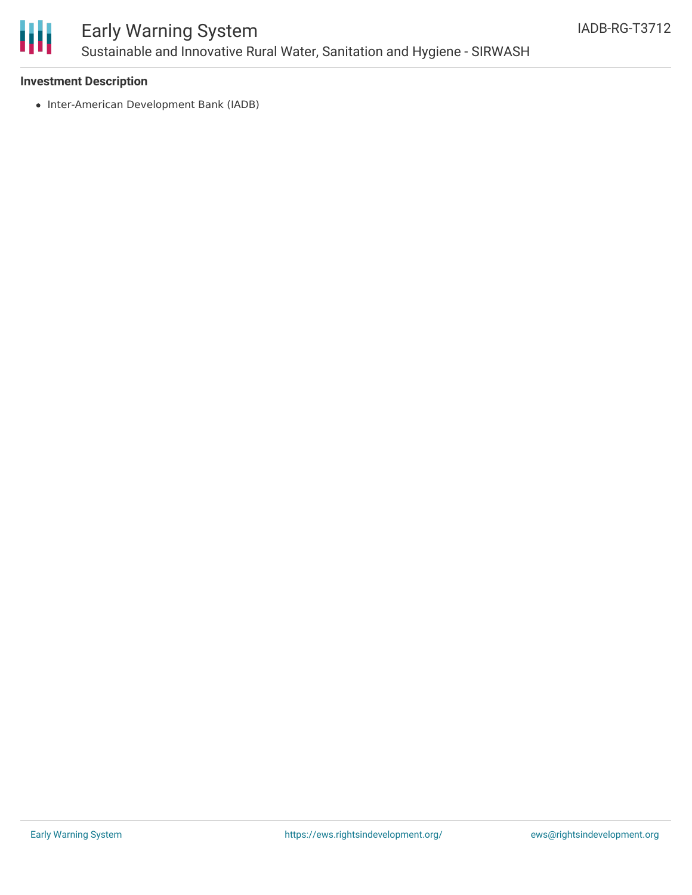**Investment Description**

- Inter-American Development Bank (IADB)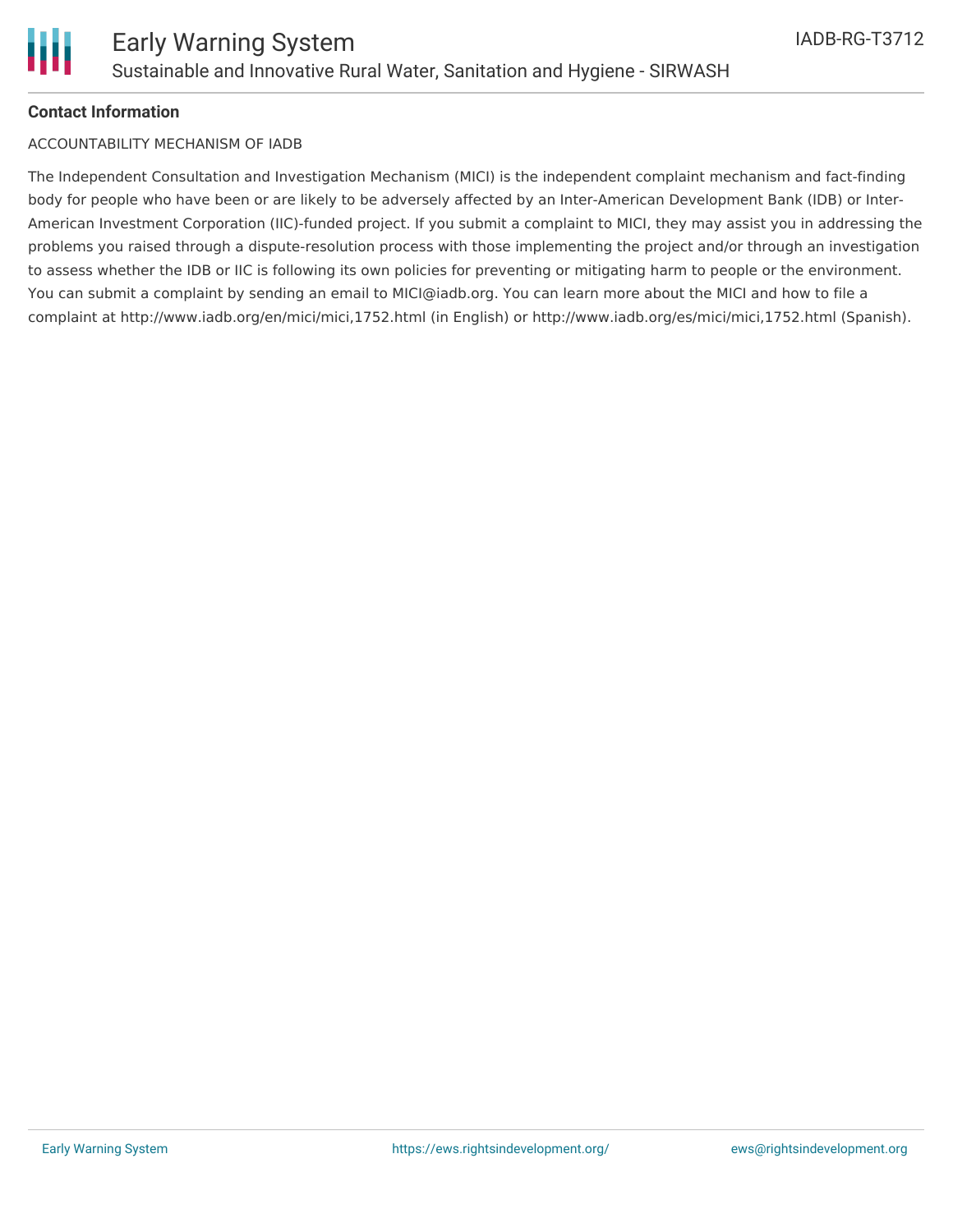**Contact Information**

ACCOUNTABILITY MECHANISM OF IADB

The Independent Consultation and Investigation Mechanism (MICI) is the independent complaint mechanism and fact-finding body for people who have been or are likely to be adversely affected by an Inter-American Development Bank (IDB) or Inter-American Investment Corporation (IIC)-funded project. If you submit a complaint to MICI, they may assist you in addressing the problems you raised through a dispute-resolution process with those implementing the project and/or through an investigation to assess whether the IDB or IIC is following its own policies for preventing or mitigating harm to people or the environment. You can submit a complaint by sending an email to MICI@iadb.org. You can learn more about the MICI and how to file a complaint at http://www.iadb.org/en/mici/mici,1752.html (in English) or http://www.iadb.org/es/mici/mici,1752.html (Spanish).